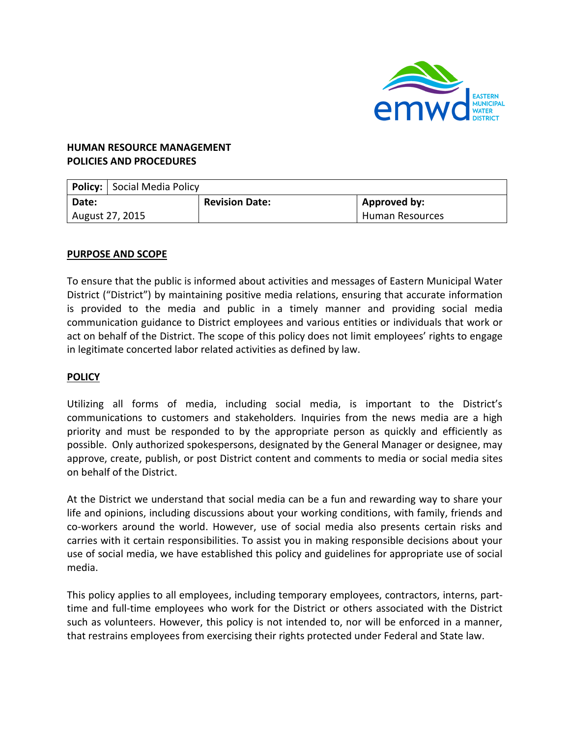**HUMAN RESOURCE MANAGEMENT**
**POLICIES AND PROCEDURES**

| **Policy:** Social Media Policy | | |
|---|---|---|
| **Date:** August 27, 2015 | **Revision Date:** | **Approved by:** Human Resources |

## PURPOSE AND SCOPE

To ensure that the public is informed about activities and messages of Eastern Municipal Water District ("District") by maintaining positive media relations, ensuring that accurate information is provided to the media and public in a timely manner and providing social media communication guidance to District employees and various entities or individuals that work or act on behalf of the District. The scope of this policy does not limit employees' rights to engage in legitimate concerted labor related activities as defined by law.

## POLICY

Utilizing all forms of media, including social media, is important to the District's communications to customers and stakeholders. Inquiries from the news media are a high priority and must be responded to by the appropriate person as quickly and efficiently as possible. Only authorized spokespersons, designated by the General Manager or designee, may approve, create, publish, or post District content and comments to media or social media sites on behalf of the District.

At the District we understand that social media can be a fun and rewarding way to share your life and opinions, including discussions about your working conditions, with family, friends and co-workers around the world. However, use of social media also presents certain risks and carries with it certain responsibilities. To assist you in making responsible decisions about your use of social media, we have established this policy and guidelines for appropriate use of social media.

This policy applies to all employees, including temporary employees, contractors, interns, part-time and full-time employees who work for the District or others associated with the District such as volunteers. However, this policy is not intended to, nor will be enforced in a manner, that restrains employees from exercising their rights protected under Federal and State law.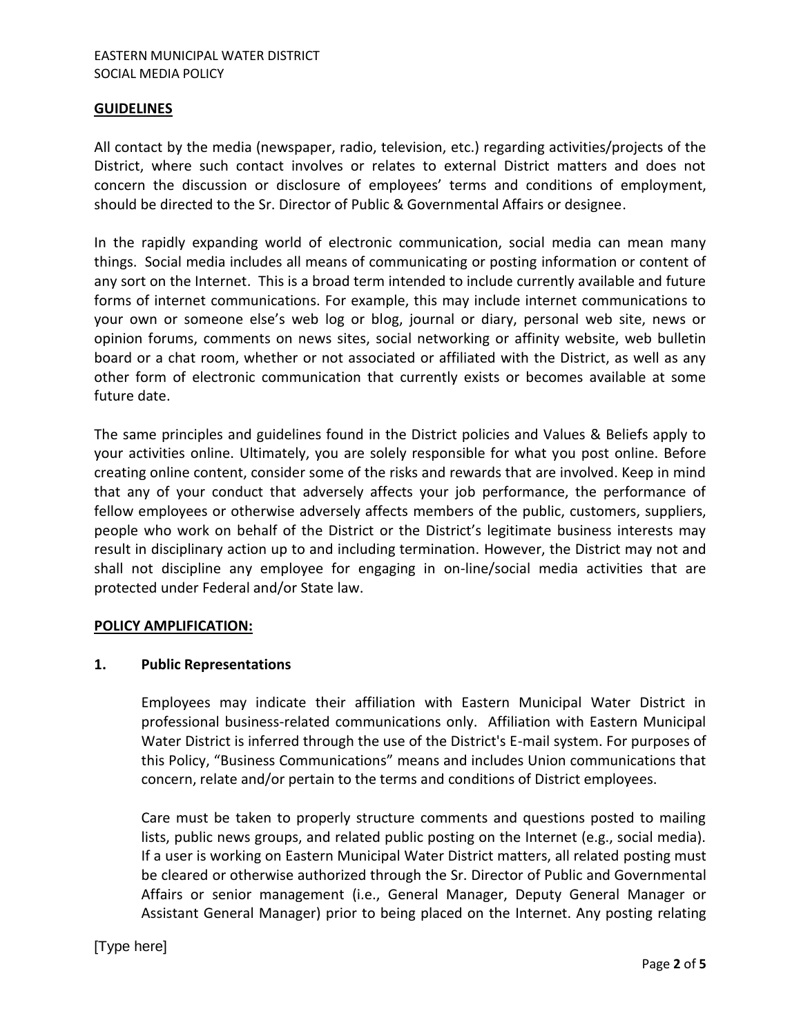## GUIDELINES

All contact by the media (newspaper, radio, television, etc.) regarding activities/projects of the District, where such contact involves or relates to external District matters and does not concern the discussion or disclosure of employees' terms and conditions of employment, should be directed to the Sr. Director of Public & Governmental Affairs or designee.

In the rapidly expanding world of electronic communication, social media can mean many things. Social media includes all means of communicating or posting information or content of any sort on the Internet. This is a broad term intended to include currently available and future forms of internet communications. For example, this may include internet communications to your own or someone else's web log or blog, journal or diary, personal web site, news or opinion forums, comments on news sites, social networking or affinity website, web bulletin board or a chat room, whether or not associated or affiliated with the District, as well as any other form of electronic communication that currently exists or becomes available at some future date.

The same principles and guidelines found in the District policies and Values & Beliefs apply to your activities online. Ultimately, you are solely responsible for what you post online. Before creating online content, consider some of the risks and rewards that are involved. Keep in mind that any of your conduct that adversely affects your job performance, the performance of fellow employees or otherwise adversely affects members of the public, customers, suppliers, people who work on behalf of the District or the District's legitimate business interests may result in disciplinary action up to and including termination. However, the District may not and shall not discipline any employee for engaging in on-line/social media activities that are protected under Federal and/or State law.

## POLICY AMPLIFICATION:

### 1. Public Representations

Employees may indicate their affiliation with Eastern Municipal Water District in professional business-related communications only. Affiliation with Eastern Municipal Water District is inferred through the use of the District's E-mail system. For purposes of this Policy, "Business Communications" means and includes Union communications that concern, relate and/or pertain to the terms and conditions of District employees.

Care must be taken to properly structure comments and questions posted to mailing lists, public news groups, and related public posting on the Internet (e.g., social media). If a user is working on Eastern Municipal Water District matters, all related posting must be cleared or otherwise authorized through the Sr. Director of Public and Governmental Affairs or senior management (i.e., General Manager, Deputy General Manager or Assistant General Manager) prior to being placed on the Internet. Any posting relating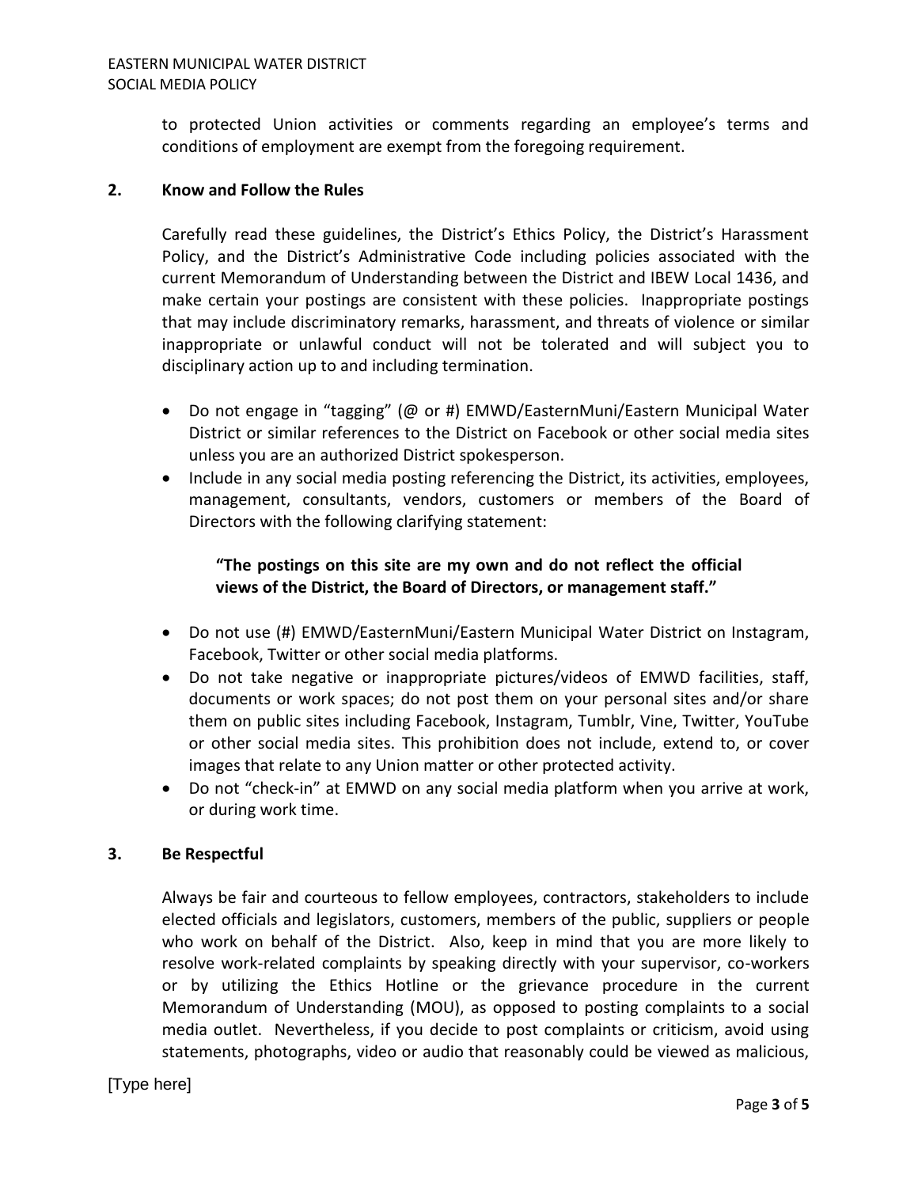to protected Union activities or comments regarding an employee's terms and conditions of employment are exempt from the foregoing requirement.

## 2. Know and Follow the Rules

Carefully read these guidelines, the District's Ethics Policy, the District's Harassment Policy, and the District's Administrative Code including policies associated with the current Memorandum of Understanding between the District and IBEW Local 1436, and make certain your postings are consistent with these policies. Inappropriate postings that may include discriminatory remarks, harassment, and threats of violence or similar inappropriate or unlawful conduct will not be tolerated and will subject you to disciplinary action up to and including termination.

- Do not engage in "tagging" (@ or #) EMWD/EasternMuni/Eastern Municipal Water District or similar references to the District on Facebook or other social media sites unless you are an authorized District spokesperson.
- Include in any social media posting referencing the District, its activities, employees, management, consultants, vendors, customers or members of the Board of Directors with the following clarifying statement:

  **"The postings on this site are my own and do not reflect the official views of the District, the Board of Directors, or management staff."**

- Do not use (#) EMWD/EasternMuni/Eastern Municipal Water District on Instagram, Facebook, Twitter or other social media platforms.
- Do not take negative or inappropriate pictures/videos of EMWD facilities, staff, documents or work spaces; do not post them on your personal sites and/or share them on public sites including Facebook, Instagram, Tumblr, Vine, Twitter, YouTube or other social media sites. This prohibition does not include, extend to, or cover images that relate to any Union matter or other protected activity.
- Do not "check-in" at EMWD on any social media platform when you arrive at work, or during work time.

## 3. Be Respectful

Always be fair and courteous to fellow employees, contractors, stakeholders to include elected officials and legislators, customers, members of the public, suppliers or people who work on behalf of the District. Also, keep in mind that you are more likely to resolve work-related complaints by speaking directly with your supervisor, co-workers or by utilizing the Ethics Hotline or the grievance procedure in the current Memorandum of Understanding (MOU), as opposed to posting complaints to a social media outlet. Nevertheless, if you decide to post complaints or criticism, avoid using statements, photographs, video or audio that reasonably could be viewed as malicious,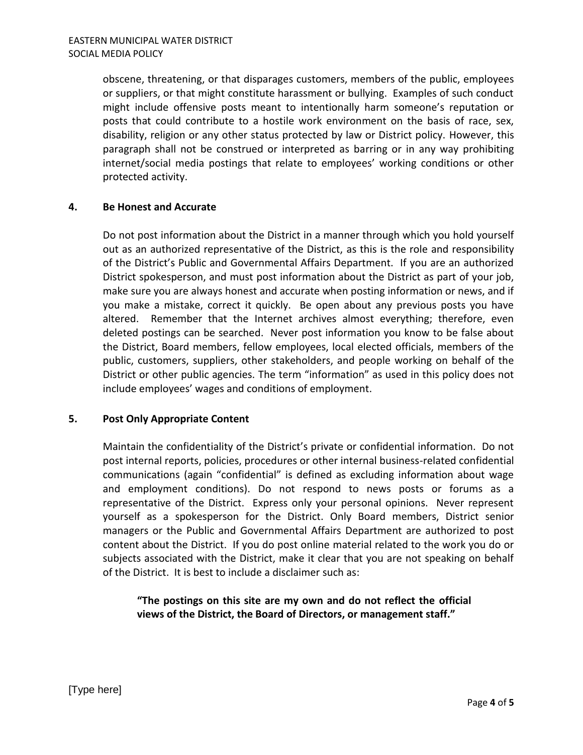obscene, threatening, or that disparages customers, members of the public, employees or suppliers, or that might constitute harassment or bullying. Examples of such conduct might include offensive posts meant to intentionally harm someone's reputation or posts that could contribute to a hostile work environment on the basis of race, sex, disability, religion or any other status protected by law or District policy. However, this paragraph shall not be construed or interpreted as barring or in any way prohibiting internet/social media postings that relate to employees' working conditions or other protected activity.

## 4. Be Honest and Accurate

Do not post information about the District in a manner through which you hold yourself out as an authorized representative of the District, as this is the role and responsibility of the District's Public and Governmental Affairs Department. If you are an authorized District spokesperson, and must post information about the District as part of your job, make sure you are always honest and accurate when posting information or news, and if you make a mistake, correct it quickly. Be open about any previous posts you have altered. Remember that the Internet archives almost everything; therefore, even deleted postings can be searched. Never post information you know to be false about the District, Board members, fellow employees, local elected officials, members of the public, customers, suppliers, other stakeholders, and people working on behalf of the District or other public agencies. The term "information" as used in this policy does not include employees' wages and conditions of employment.

## 5. Post Only Appropriate Content

Maintain the confidentiality of the District's private or confidential information. Do not post internal reports, policies, procedures or other internal business-related confidential communications (again "confidential" is defined as excluding information about wage and employment conditions). Do not respond to news posts or forums as a representative of the District. Express only your personal opinions. Never represent yourself as a spokesperson for the District. Only Board members, District senior managers or the Public and Governmental Affairs Department are authorized to post content about the District. If you do post online material related to the work you do or subjects associated with the District, make it clear that you are not speaking on behalf of the District. It is best to include a disclaimer such as:

> **"The postings on this site are my own and do not reflect the official views of the District, the Board of Directors, or management staff."**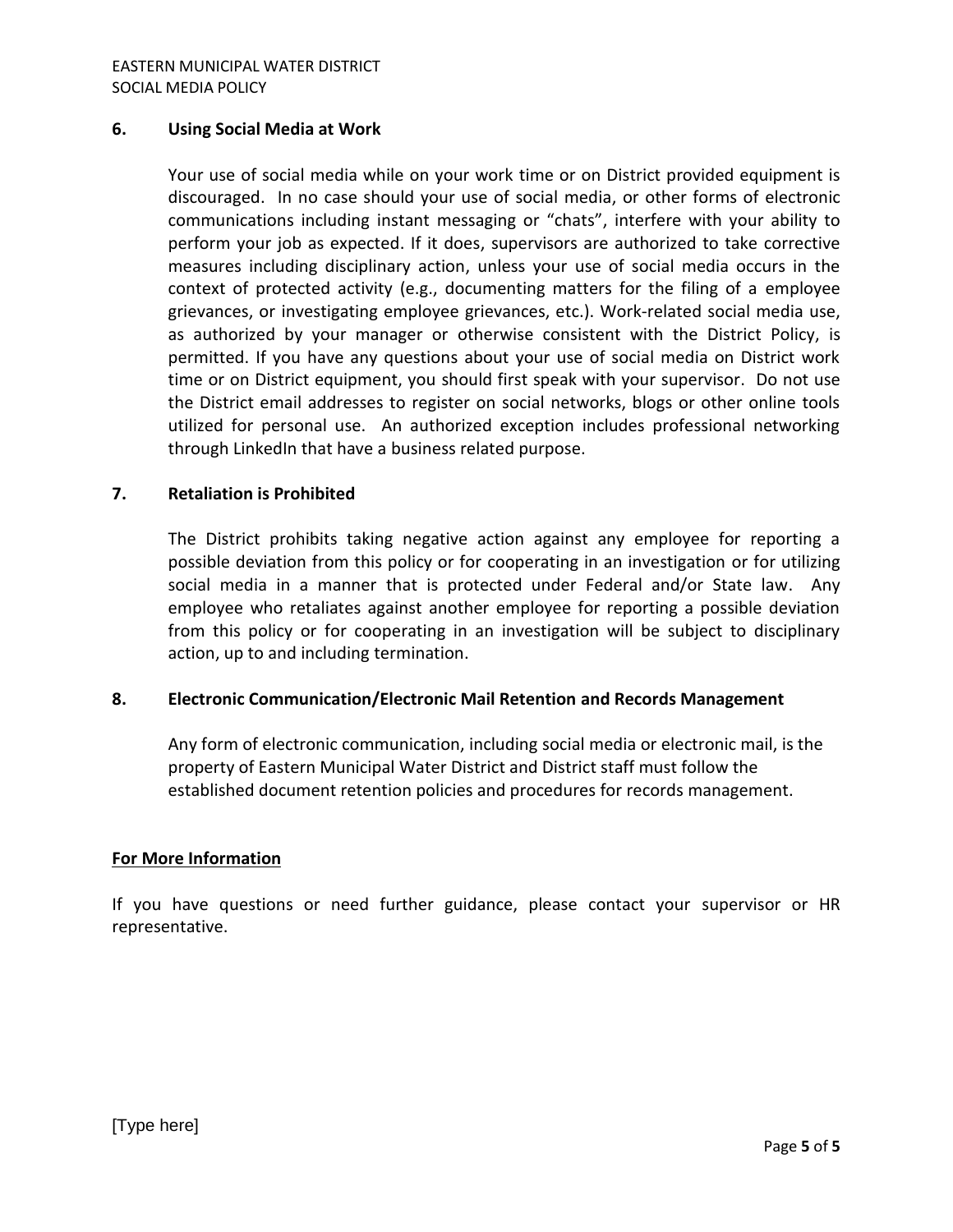## 6. Using Social Media at Work

Your use of social media while on your work time or on District provided equipment is discouraged. In no case should your use of social media, or other forms of electronic communications including instant messaging or "chats", interfere with your ability to perform your job as expected. If it does, supervisors are authorized to take corrective measures including disciplinary action, unless your use of social media occurs in the context of protected activity (e.g., documenting matters for the filing of a employee grievances, or investigating employee grievances, etc.). Work-related social media use, as authorized by your manager or otherwise consistent with the District Policy, is permitted. If you have any questions about your use of social media on District work time or on District equipment, you should first speak with your supervisor. Do not use the District email addresses to register on social networks, blogs or other online tools utilized for personal use. An authorized exception includes professional networking through LinkedIn that have a business related purpose.

## 7. Retaliation is Prohibited

The District prohibits taking negative action against any employee for reporting a possible deviation from this policy or for cooperating in an investigation or for utilizing social media in a manner that is protected under Federal and/or State law. Any employee who retaliates against another employee for reporting a possible deviation from this policy or for cooperating in an investigation will be subject to disciplinary action, up to and including termination.

## 8. Electronic Communication/Electronic Mail Retention and Records Management

Any form of electronic communication, including social media or electronic mail, is the property of Eastern Municipal Water District and District staff must follow the established document retention policies and procedures for records management.

## For More Information

If you have questions or need further guidance, please contact your supervisor or HR representative.